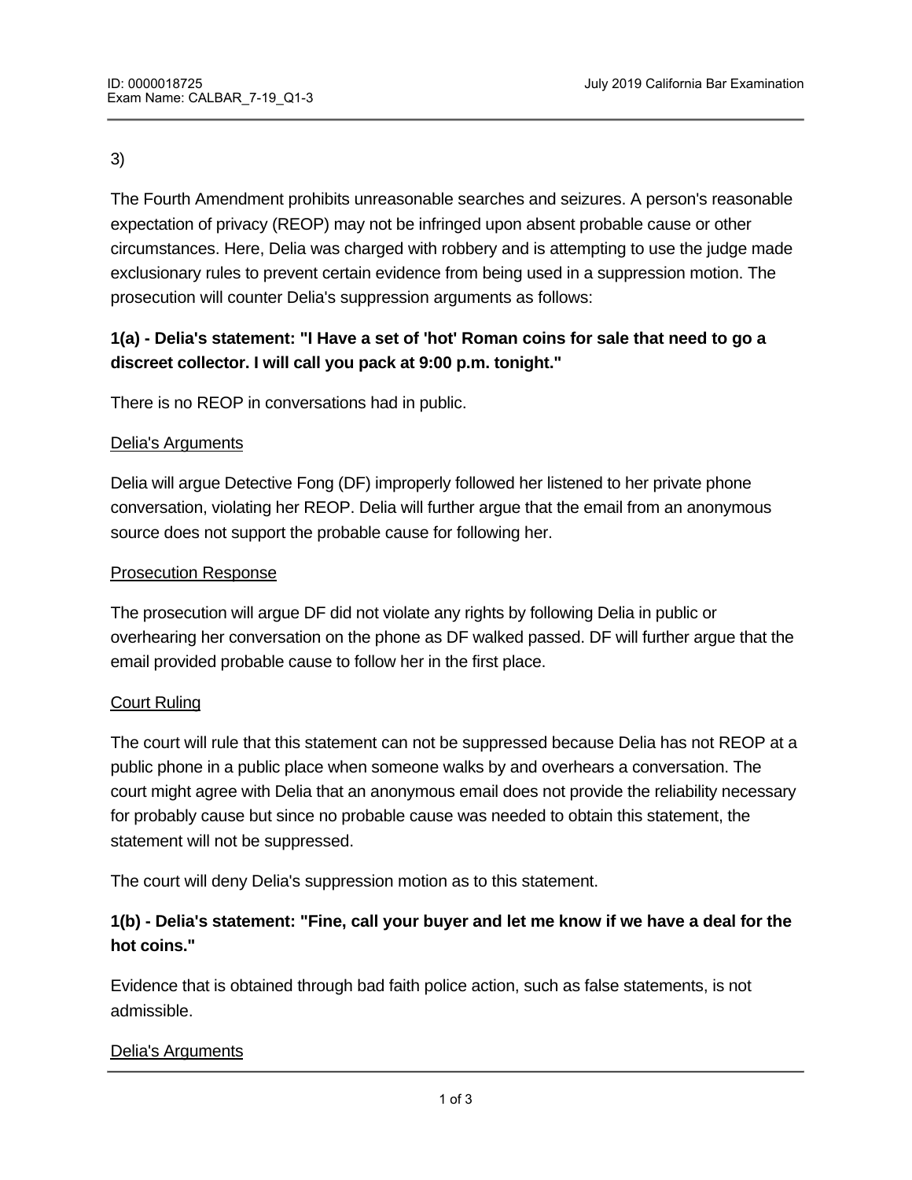3)

The Fourth Amendment prohibits unreasonable searches and seizures. A person's reasonable expectation of privacy (REOP) may not be infringed upon absent probable cause or other circumstances. Here, Delia was charged with robbery and is attempting to use the judge made exclusionary rules to prevent certain evidence from being used in a suppression motion. The prosecution will counter Delia's suppression arguments as follows:

**1(a) - Delia's statement: "I Have a set of 'hot' Roman coins for sale that need to go a discreet collector. I will call you pack at 9:00 p.m. tonight."**

There is no REOP in conversations had in public.

<u>Delia's Arguments</u>

Delia will argue Detective Fong (DF) improperly followed her listened to her private phone conversation, violating her REOP. Delia will further argue that the email from an anonymous source does not support the probable cause for following her.

<u>Prosecution Response</u>

The prosecution will argue DF did not violate any rights by following Delia in public or overhearing her conversation on the phone as DF walked passed. DF will further argue that the email provided probable cause to follow her in the first place.

<u>Court Ruling</u>

The court will rule that this statement can not be suppressed because Delia has not REOP at a public phone in a public place when someone walks by and overhears a conversation. The court might agree with Delia that an anonymous email does not provide the reliability necessary for probably cause but since no probable cause was needed to obtain this statement, the statement will not be suppressed.

The court will deny Delia's suppression motion as to this statement.

**1(b) - Delia's statement: "Fine, call your buyer and let me know if we have a deal for the hot coins."**

Evidence that is obtained through bad faith police action, such as false statements, is not admissible.

<u>Delia's Arguments</u>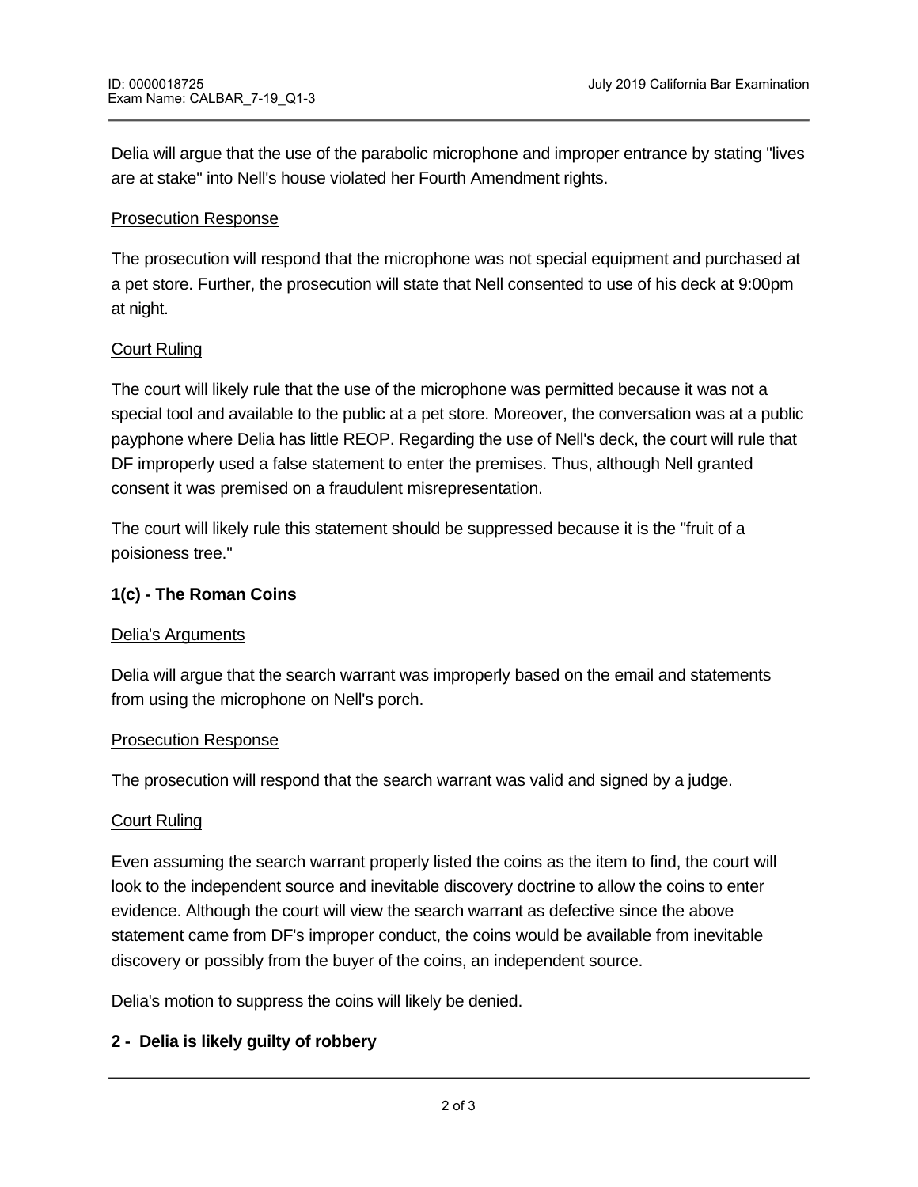Delia will argue that the use of the parabolic microphone and improper entrance by stating "lives are at stake" into Nell's house violated her Fourth Amendment rights.

Prosecution Response

The prosecution will respond that the microphone was not special equipment and purchased at a pet store. Further, the prosecution will state that Nell consented to use of his deck at 9:00pm at night.

Court Ruling

The court will likely rule that the use of the microphone was permitted because it was not a special tool and available to the public at a pet store. Moreover, the conversation was at a public payphone where Delia has little REOP. Regarding the use of Nell's deck, the court will rule that DF improperly used a false statement to enter the premises. Thus, although Nell granted consent it was premised on a fraudulent misrepresentation.

The court will likely rule this statement should be suppressed because it is the "fruit of a poisioness tree."

**1(c) - The Roman Coins**

Delia's Arguments

Delia will argue that the search warrant was improperly based on the email and statements from using the microphone on Nell's porch.

Prosecution Response

The prosecution will respond that the search warrant was valid and signed by a judge.

Court Ruling

Even assuming the search warrant properly listed the coins as the item to find, the court will look to the independent source and inevitable discovery doctrine to allow the coins to enter evidence. Although the court will view the search warrant as defective since the above statement came from DF's improper conduct, the coins would be available from inevitable discovery or possibly from the buyer of the coins, an independent source.

Delia's motion to suppress the coins will likely be denied.

**2 - Delia is likely guilty of robbery**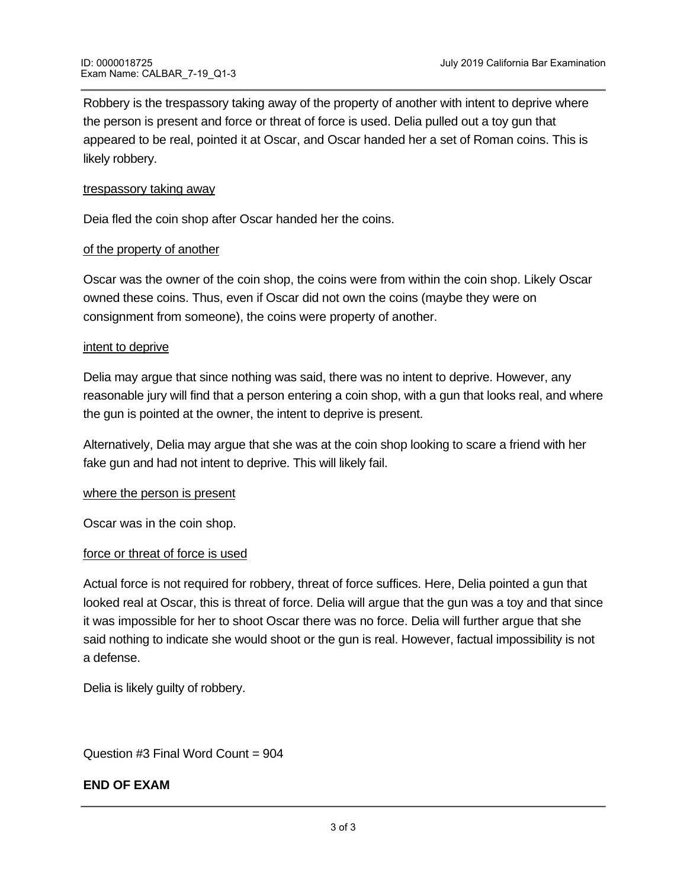Robbery is the trespassory taking away of the property of another with intent to deprive where the person is present and force or threat of force is used. Delia pulled out a toy gun that appeared to be real, pointed it at Oscar, and Oscar handed her a set of Roman coins. This is likely robbery.

<u>trespassory taking away</u>

Deia fled the coin shop after Oscar handed her the coins.

<u>of the property of another</u>

Oscar was the owner of the coin shop, the coins were from within the coin shop. Likely Oscar owned these coins. Thus, even if Oscar did not own the coins (maybe they were on consignment from someone), the coins were property of another.

<u>intent to deprive</u>

Delia may argue that since nothing was said, there was no intent to deprive. However, any reasonable jury will find that a person entering a coin shop, with a gun that looks real, and where the gun is pointed at the owner, the intent to deprive is present.

Alternatively, Delia may argue that she was at the coin shop looking to scare a friend with her fake gun and had not intent to deprive. This will likely fail.

<u>where the person is present</u>

Oscar was in the coin shop.

<u>force or threat of force is used</u>

Actual force is not required for robbery, threat of force suffices. Here, Delia pointed a gun that looked real at Oscar, this is threat of force. Delia will argue that the gun was a toy and that since it was impossible for her to shoot Oscar there was no force. Delia will further argue that she said nothing to indicate she would shoot or the gun is real. However, factual impossibility is not a defense.

Delia is likely guilty of robbery.

Question #3 Final Word Count = 904

**END OF EXAM**